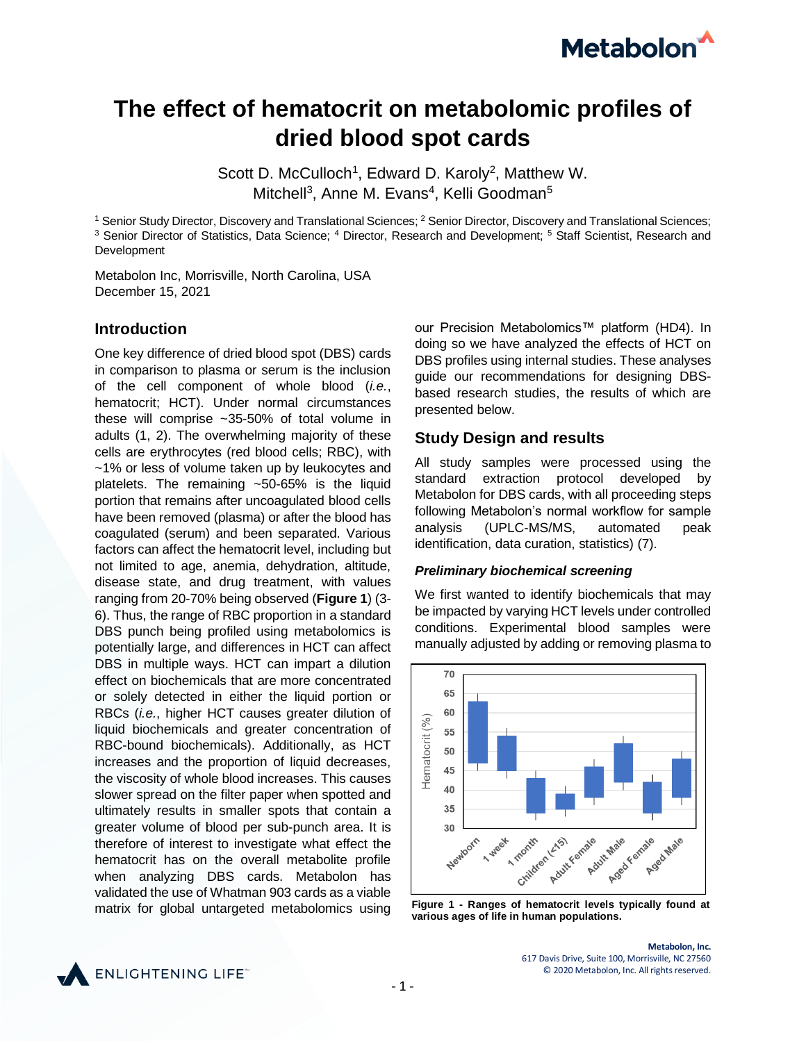# The effect of hematocrit on metabolomic profiles of dried blood spot cards

Scott D. McCulloch[1], Edward D. Karoly[2], Matthew W. Mitchell[3], Anne M. Evans[4], Kelli Goodman[5]

[1] Senior Study Director, Discovery and Translational Sciences; [2] Senior Director, Discovery and Translational Sciences; [3] Senior Director of Statistics, Data Science; [4] Director, Research and Development; [5] Staff Scientist, Research and Development

Metabolon Inc, Morrisville, North Carolina, USA
December 15, 2021

## Introduction

One key difference of dried blood spot (DBS) cards in comparison to plasma or serum is the inclusion of the cell component of whole blood (*i.e.*, hematocrit; HCT). Under normal circumstances these will comprise ~35-50% of total volume in adults (1, 2). The overwhelming majority of these cells are erythrocytes (red blood cells; RBC), with ~1% or less of volume taken up by leukocytes and platelets. The remaining ~50-65% is the liquid portion that remains after uncoagulated blood cells have been removed (plasma) or after the blood has coagulated (serum) and been separated. Various factors can affect the hematocrit level, including but not limited to age, anemia, dehydration, altitude, disease state, and drug treatment, with values ranging from 20-70% being observed (**Figure 1**) (3-6). Thus, the range of RBC proportion in a standard DBS punch being profiled using metabolomics is potentially large, and differences in HCT can affect DBS in multiple ways. HCT can impart a dilution effect on biochemicals that are more concentrated or solely detected in either the liquid portion or RBCs (*i.e.*, higher HCT causes greater dilution of liquid biochemicals and greater concentration of RBC-bound biochemicals). Additionally, as HCT increases and the proportion of liquid decreases, the viscosity of whole blood increases. This causes slower spread on the filter paper when spotted and ultimately results in smaller spots that contain a greater volume of blood per sub-punch area. It is therefore of interest to investigate what effect the hematocrit has on the overall metabolite profile when analyzing DBS cards. Metabolon has validated the use of Whatman 903 cards as a viable matrix for global untargeted metabolomics using our Precision Metabolomics™ platform (HD4). In doing so we have analyzed the effects of HCT on DBS profiles using internal studies. These analyses guide our recommendations for designing DBS-based research studies, the results of which are presented below.

## Study Design and results

All study samples were processed using the standard extraction protocol developed by Metabolon for DBS cards, with all proceeding steps following Metabolon's normal workflow for sample analysis (UPLC-MS/MS, automated peak identification, data curation, statistics) (7).

### *Preliminary biochemical screening*

We first wanted to identify biochemicals that may be impacted by varying HCT levels under controlled conditions. Experimental blood samples were manually adjusted by adding or removing plasma to

**Figure 1 - Ranges of hematocrit levels typically found at various ages of life in human populations.**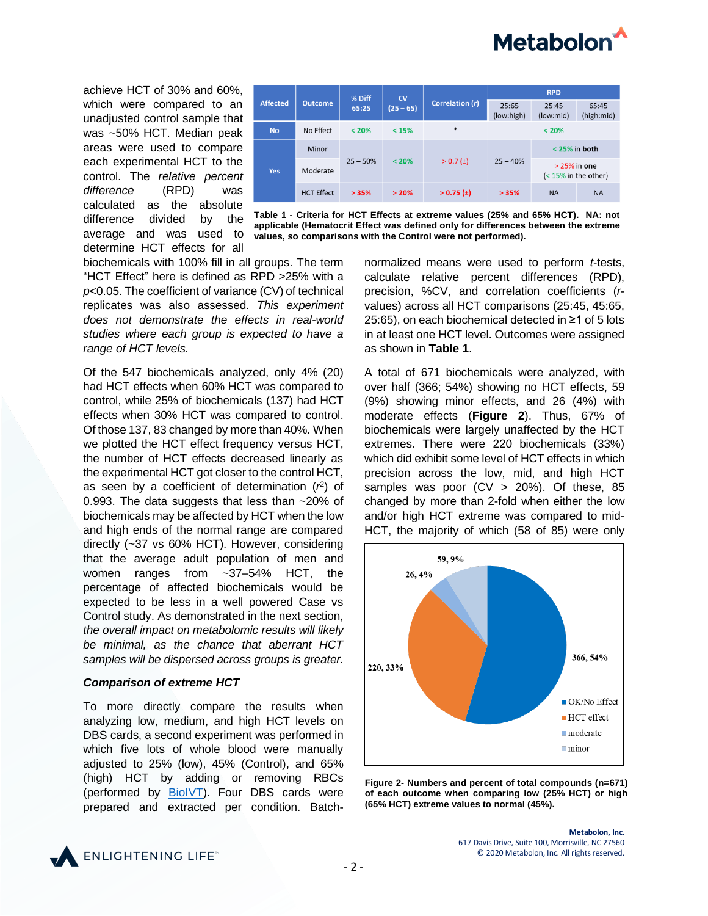achieve HCT of 30% and 60%, which were compared to an unadjusted control sample that was ~50% HCT. Median peak areas were used to compare each experimental HCT to the control. The *relative percent difference* (RPD) was calculated as the absolute difference divided by the average and was used to determine HCT effects for all biochemicals with 100% fill in all groups. The term "HCT Effect" here is defined as RPD >25% with a $p$<0.05. The coefficient of variance (CV) of technical replicates was also assessed. *This experiment does not demonstrate the effects in real-world studies where each group is expected to have a range of HCT levels.*

| Affected | Outcome | % Diff 65:25 | CV (25 – 65) | Correlation (r) | RPD | | |
|---|---|---|---|---|---|---|---|
| | | | | | 25:65 (low:high) | 25:45 (low:mid) | 65:45 (high:mid) |
| No | No Effect | < 20% | < 15% | * | < 20% | | |
| Yes | Minor | 25 – 50% | < 20% | > 0.7 (±) | 25 – 40% | < 25% in both | |
| | Moderate | | | | | > 25% in one (< 15% in the other) | |
| | HCT Effect | > 35% | > 20% | > 0.75 (±) | > 35% | NA | NA |

**Table 1 - Criteria for HCT Effects at extreme values (25% and 65% HCT). NA: not applicable (Hematocrit Effect was defined only for differences between the extreme values, so comparisons with the Control were not performed).**

Of the 547 biochemicals analyzed, only 4% (20) had HCT effects when 60% HCT was compared to control, while 25% of biochemicals (137) had HCT effects when 30% HCT was compared to control. Of those 137, 83 changed by more than 40%. When we plotted the HCT effect frequency versus HCT, the number of HCT effects decreased linearly as the experimental HCT got closer to the control HCT, as seen by a coefficient of determination ($r^2$) of 0.993. The data suggests that less than ~20% of biochemicals may be affected by HCT when the low and high ends of the normal range are compared directly (~37 vs 60% HCT). However, considering that the average adult population of men and women ranges from ~37–54% HCT, the percentage of affected biochemicals would be expected to be less in a well powered Case vs Control study. As demonstrated in the next section, *the overall impact on metabolomic results will likely be minimal, as the chance that aberrant HCT samples will be dispersed across groups is greater.*

### *Comparison of extreme HCT*

To more directly compare the results when analyzing low, medium, and high HCT levels on DBS cards, a second experiment was performed in which five lots of whole blood were manually adjusted to 25% (low), 45% (Control), and 65% (high) HCT by adding or removing RBCs (performed by BioIVT). Four DBS cards were prepared and extracted per condition. Batch-normalized means were used to perform *t*-tests, calculate relative percent differences (RPD), precision, %CV, and correlation coefficients (*r*-values) across all HCT comparisons (25:45, 45:65, 25:65), on each biochemical detected in ≥1 of 5 lots in at least one HCT level. Outcomes were assigned as shown in **Table 1**.

A total of 671 biochemicals were analyzed, with over half (366; 54%) showing no HCT effects, 59 (9%) showing minor effects, and 26 (4%) with moderate effects (**Figure 2**). Thus, 67% of biochemicals were largely unaffected by the HCT extremes. There were 220 biochemicals (33%) which did exhibit some level of HCT effects in which precision across the low, mid, and high HCT samples was poor (CV > 20%). Of these, 85 changed by more than 2-fold when either the low and/or high HCT extreme was compared to mid-HCT, the majority of which (58 of 85) were only

**Figure 2- Numbers and percent of total compounds (n=671) of each outcome when comparing low (25% HCT) or high (65% HCT) extreme values to normal (45%).**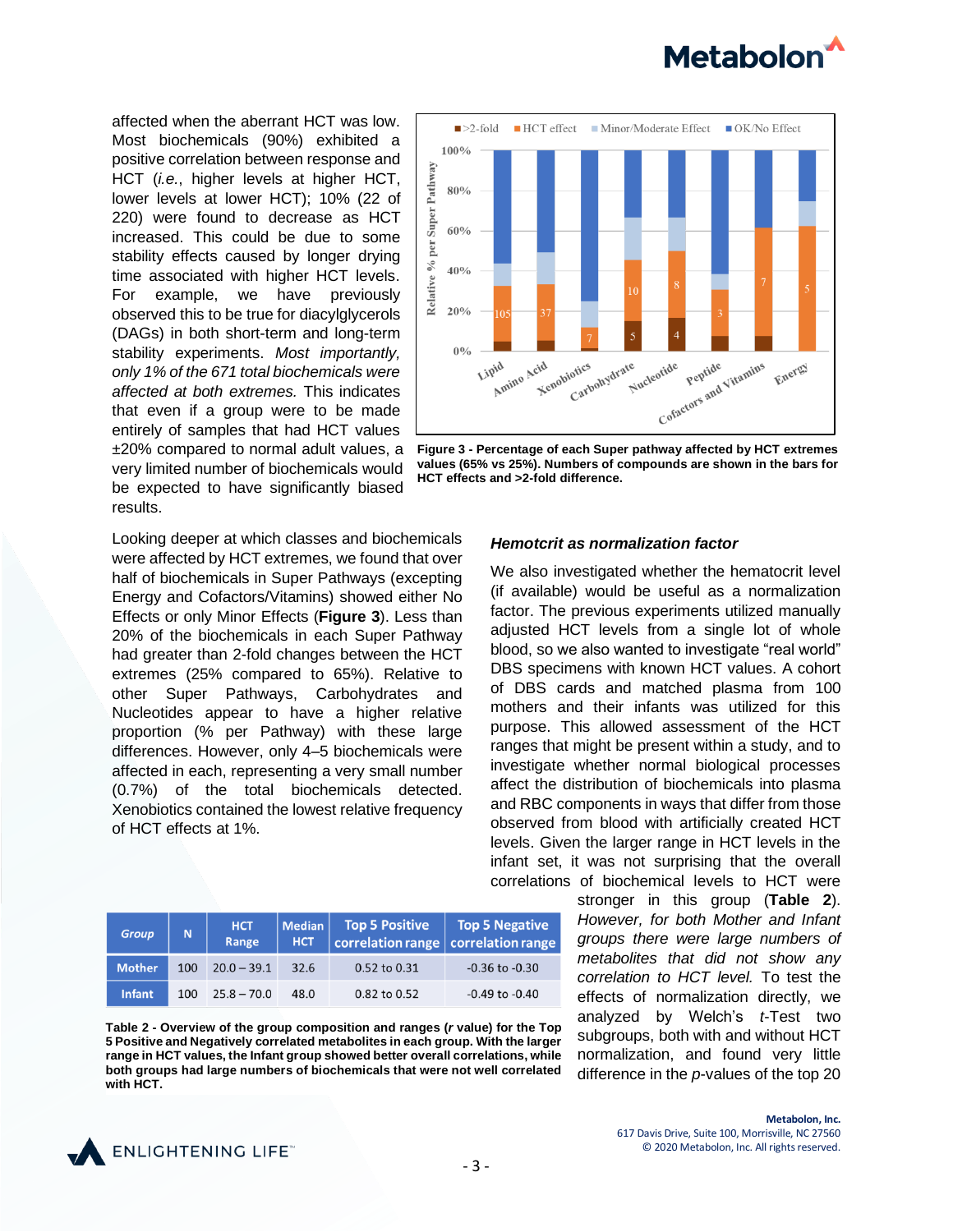affected when the aberrant HCT was low. Most biochemicals (90%) exhibited a positive correlation between response and HCT (*i.e.*, higher levels at higher HCT, lower levels at lower HCT); 10% (22 of 220) were found to decrease as HCT increased. This could be due to some stability effects caused by longer drying time associated with higher HCT levels. For example, we have previously observed this to be true for diacylglycerols (DAGs) in both short-term and long-term stability experiments. *Most importantly, only 1% of the 671 total biochemicals were affected at both extremes.* This indicates that even if a group were to be made entirely of samples that had HCT values ±20% compared to normal adult values, a very limited number of biochemicals would be expected to have significantly biased results.

**Figure 3 - Percentage of each Super pathway affected by HCT extremes values (65% vs 25%). Numbers of compounds are shown in the bars for HCT effects and >2-fold difference.**

Looking deeper at which classes and biochemicals were affected by HCT extremes, we found that over half of biochemicals in Super Pathways (excepting Energy and Cofactors/Vitamins) showed either No Effects or only Minor Effects (**Figure 3**). Less than 20% of the biochemicals in each Super Pathway had greater than 2-fold changes between the HCT extremes (25% compared to 65%). Relative to other Super Pathways, Carbohydrates and Nucleotides appear to have a higher relative proportion (% per Pathway) with these large differences. However, only 4–5 biochemicals were affected in each, representing a very small number (0.7%) of the total biochemicals detected. Xenobiotics contained the lowest relative frequency of HCT effects at 1%.

### *Hemotcrit as normalization factor*

We also investigated whether the hematocrit level (if available) would be useful as a normalization factor. The previous experiments utilized manually adjusted HCT levels from a single lot of whole blood, so we also wanted to investigate "real world" DBS specimens with known HCT values. A cohort of DBS cards and matched plasma from 100 mothers and their infants was utilized for this purpose. This allowed assessment of the HCT ranges that might be present within a study, and to investigate whether normal biological processes affect the distribution of biochemicals into plasma and RBC components in ways that differ from those observed from blood with artificially created HCT levels. Given the larger range in HCT levels in the infant set, it was not surprising that the overall correlations of biochemical levels to HCT were stronger in this group (**Table 2**). *However, for both Mother and Infant groups there were large numbers of metabolites that did not show any correlation to HCT level.* To test the effects of normalization directly, we analyzed by Welch's *t*-Test two subgroups, both with and without HCT normalization, and found very little difference in the *p*-values of the top 20

| Group | N | HCT Range | Median HCT | Top 5 Positive correlation range | Top 5 Negative correlation range |
|---|---|---|---|---|---|
| Mother | 100 | 20.0 – 39.1 | 32.6 | 0.52 to 0.31 | -0.36 to -0.30 |
| Infant | 100 | 25.8 – 70.0 | 48.0 | 0.82 to 0.52 | -0.49 to -0.40 |

**Table 2 - Overview of the group composition and ranges (*r* value) for the Top 5 Positive and Negatively correlated metabolites in each group. With the larger range in HCT values, the Infant group showed better overall correlations, while both groups had large numbers of biochemicals that were not well correlated with HCT.**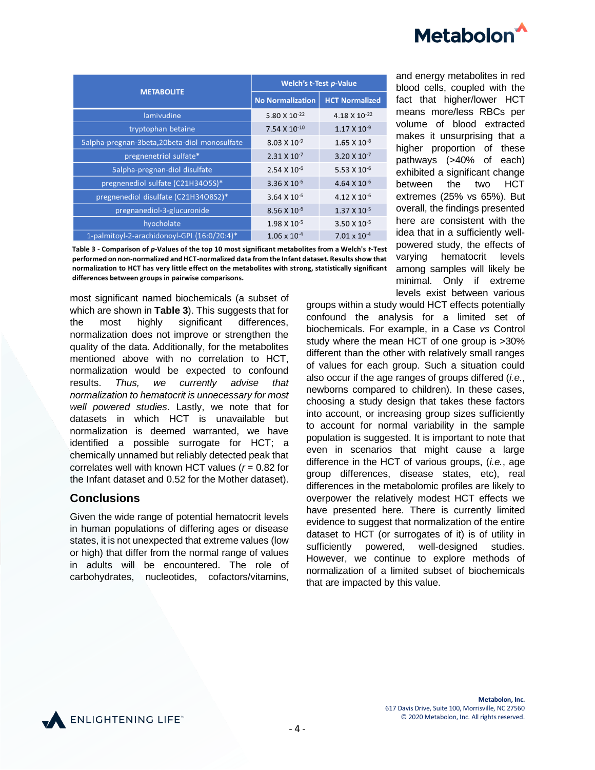| METABOLITE | Welch's t-Test *p*-Value | |
|---|---|---|
| | No Normalization | HCT Normalized |
| lamivudine | $5.80 \times 10^{-22}$ | $4.18 \times 10^{-22}$ |
| tryptophan betaine | $7.54 \times 10^{-10}$ | $1.17 \times 10^{-9}$ |
| 5alpha-pregnan-3beta,20beta-diol monosulfate | $8.03 \times 10^{-9}$ | $1.65 \times 10^{-8}$ |
| pregnenetriol sulfate* | $2.31 \times 10^{-7}$ | $3.20 \times 10^{-7}$ |
| 5alpha-pregnan-diol disulfate | $2.54 \times 10^{-6}$ | $5.53 \times 10^{-6}$ |
| pregnenediol sulfate (C21H34O5S)* | $3.36 \times 10^{-6}$ | $4.64 \times 10^{-6}$ |
| pregnenediol disulfate (C21H34O8S2)* | $3.64 \times 10^{-6}$ | $4.12 \times 10^{-6}$ |
| pregnanediol-3-glucuronide | $8.56 \times 10^{-6}$ | $1.37 \times 10^{-5}$ |
| hyocholate | $1.98 \times 10^{-5}$ | $3.50 \times 10^{-5}$ |
| 1-palmitoyl-2-arachidonoyl-GPI (16:0/20:4)* | $1.06 \times 10^{-4}$ | $7.01 \times 10^{-4}$ |

**Table 3 - Comparison of *p*-Values of the top 10 most significant metabolites from a Welch's *t*-Test performed on non-normalized and HCT-normalized data from the Infant dataset. Results show that normalization to HCT has very little effect on the metabolites with strong, statistically significant differences between groups in pairwise comparisons.**

most significant named biochemicals (a subset of which are shown in **Table 3**). This suggests that for the most highly significant differences, normalization does not improve or strengthen the quality of the data. Additionally, for the metabolites mentioned above with no correlation to HCT, normalization would be expected to confound results. *Thus, we currently advise that normalization to hematocrit is unnecessary for most well powered studies*. Lastly, we note that for datasets in which HCT is unavailable but normalization is deemed warranted, we have identified a possible surrogate for HCT; a chemically unnamed but reliably detected peak that correlates well with known HCT values ($r = 0.82$ for the Infant dataset and 0.52 for the Mother dataset).

## Conclusions

Given the wide range of potential hematocrit levels in human populations of differing ages or disease states, it is not unexpected that extreme values (low or high) that differ from the normal range of values in adults will be encountered. The role of carbohydrates, nucleotides, cofactors/vitamins, and energy metabolites in red blood cells, coupled with the fact that higher/lower HCT means more/less RBCs per volume of blood extracted makes it unsurprising that a higher proportion of these pathways (>40% of each) exhibited a significant change between the two HCT extremes (25% vs 65%). But overall, the findings presented here are consistent with the idea that in a sufficiently well-powered study, the effects of varying hematocrit levels among samples will likely be minimal. Only if extreme levels exist between various groups within a study would HCT effects potentially confound the analysis for a limited set of biochemicals. For example, in a Case *vs* Control study where the mean HCT of one group is >30% different than the other with relatively small ranges of values for each group. Such a situation could also occur if the age ranges of groups differed (*i.e.*, newborns compared to children). In these cases, choosing a study design that takes these factors into account, or increasing group sizes sufficiently to account for normal variability in the sample population is suggested. It is important to note that even in scenarios that might cause a large difference in the HCT of various groups, (*i.e.*, age group differences, disease states, etc), real differences in the metabolomic profiles are likely to overpower the relatively modest HCT effects we have presented here. There is currently limited evidence to suggest that normalization of the entire dataset to HCT (or surrogates of it) is of utility in sufficiently powered, well-designed studies. However, we continue to explore methods of normalization of a limited subset of biochemicals that are impacted by this value.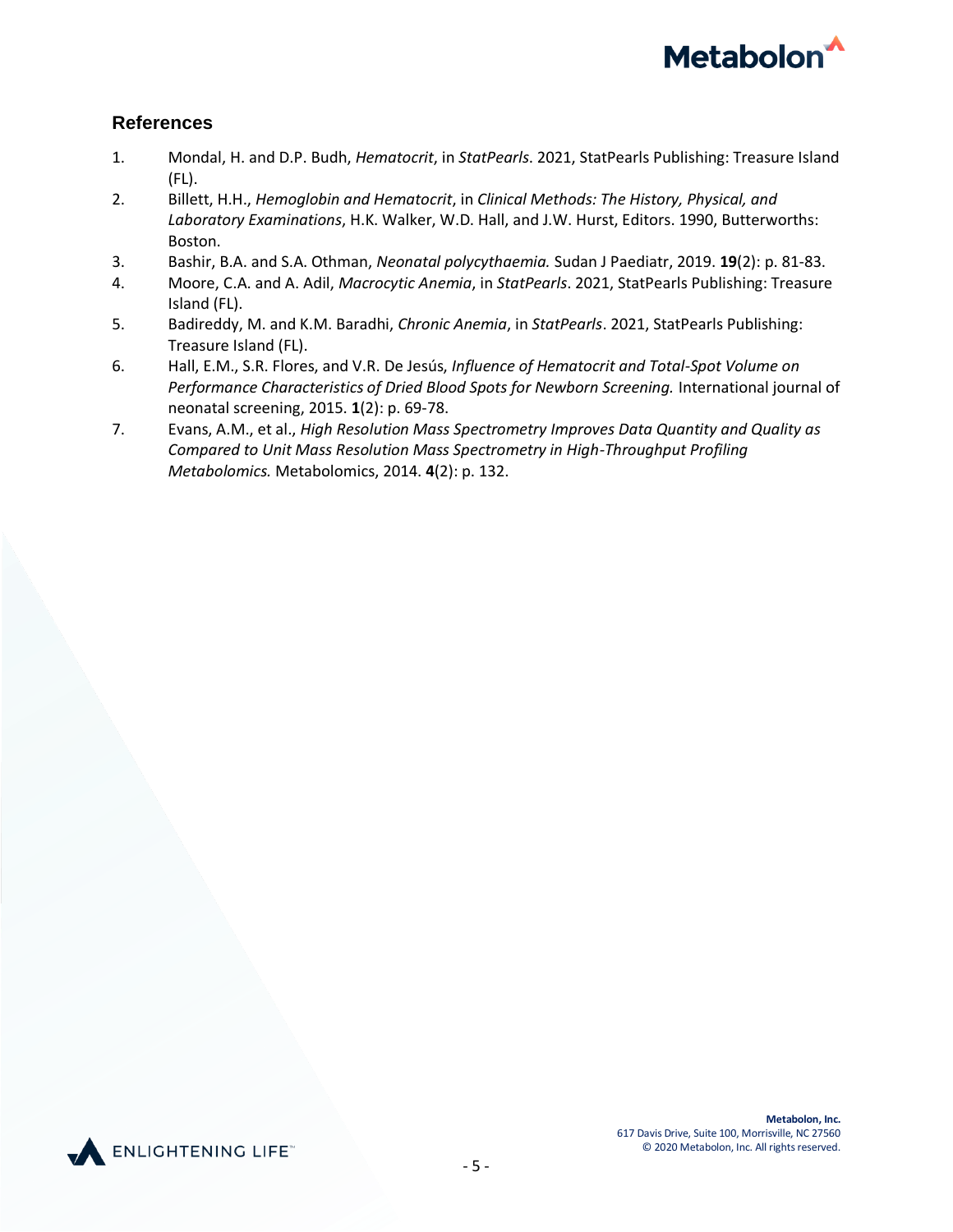## References

1. Mondal, H. and D.P. Budh, *Hematocrit*, in *StatPearls*. 2021, StatPearls Publishing: Treasure Island (FL).
2. Billett, H.H., *Hemoglobin and Hematocrit*, in *Clinical Methods: The History, Physical, and Laboratory Examinations*, H.K. Walker, W.D. Hall, and J.W. Hurst, Editors. 1990, Butterworths: Boston.
3. Bashir, B.A. and S.A. Othman, *Neonatal polycythaemia.* Sudan J Paediatr, 2019. **19**(2): p. 81-83.
4. Moore, C.A. and A. Adil, *Macrocytic Anemia*, in *StatPearls*. 2021, StatPearls Publishing: Treasure Island (FL).
5. Badireddy, M. and K.M. Baradhi, *Chronic Anemia*, in *StatPearls*. 2021, StatPearls Publishing: Treasure Island (FL).
6. Hall, E.M., S.R. Flores, and V.R. De Jesús, *Influence of Hematocrit and Total-Spot Volume on Performance Characteristics of Dried Blood Spots for Newborn Screening.* International journal of neonatal screening, 2015. **1**(2): p. 69-78.
7. Evans, A.M., et al., *High Resolution Mass Spectrometry Improves Data Quantity and Quality as Compared to Unit Mass Resolution Mass Spectrometry in High-Throughput Profiling Metabolomics.* Metabolomics, 2014. **4**(2): p. 132.

**Metabolon, Inc.**
617 Davis Drive, Suite 100, Morrisville, NC 27560
© 2020 Metabolon, Inc. All rights reserved.